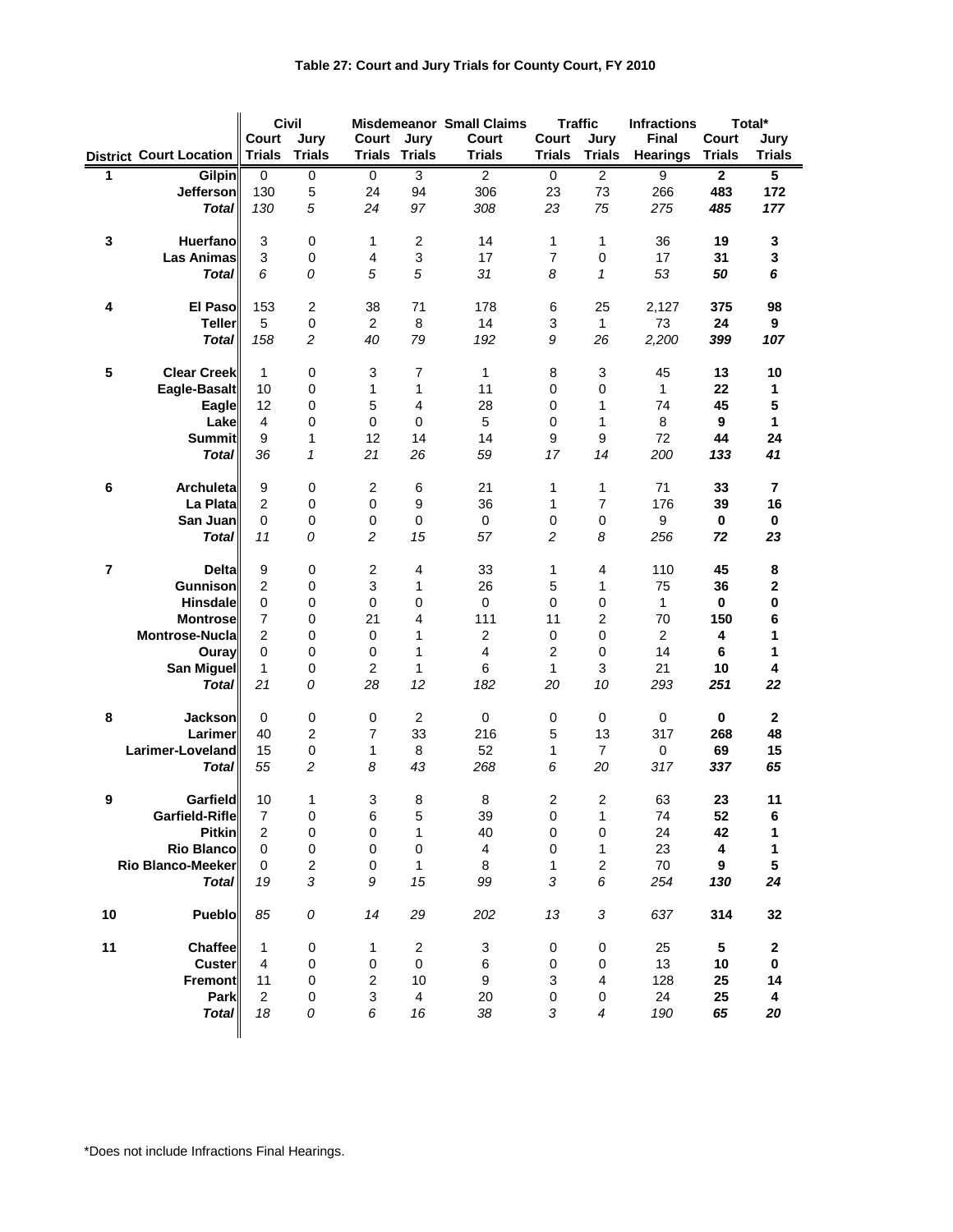**Table 27: Court and Jury Trials for County Court, FY 2010**

| District | Court Location | Civil Court Trials | Civil Jury Trials | Misdemeanor Court Trials | Misdemeanor Jury Trials | Small Claims Court Trials | Traffic Court Trials | Traffic Jury Trials | Infractions Final Hearings | Total* Court Trials | Total* Jury Trials |
|---|---|---|---|---|---|---|---|---|---|---|---|
| 1 | Gilpin | 0 | 0 | 0 | 3 | 2 | 0 | 2 | 9 | **2** | **5** |
| | Jefferson | 130 | 5 | 24 | 94 | 306 | 23 | 73 | 266 | **483** | **172** |
| | *Total* | *130* | *5* | *24* | *97* | *308* | *23* | *75* | *275* | ***485*** | ***177*** |
| 3 | Huerfano | 3 | 0 | 1 | 2 | 14 | 1 | 1 | 36 | **19** | **3** |
| | Las Animas | 3 | 0 | 4 | 3 | 17 | 7 | 0 | 17 | **31** | **3** |
| | *Total* | *6* | *0* | *5* | *5* | *31* | *8* | *1* | *53* | ***50*** | ***6*** |
| 4 | El Paso | 153 | 2 | 38 | 71 | 178 | 6 | 25 | 2,127 | **375** | **98** |
| | Teller | 5 | 0 | 2 | 8 | 14 | 3 | 1 | 73 | **24** | **9** |
| | *Total* | *158* | *2* | *40* | *79* | *192* | *9* | *26* | *2,200* | ***399*** | ***107*** |
| 5 | Clear Creek | 1 | 0 | 3 | 7 | 1 | 8 | 3 | 45 | **13** | **10** |
| | Eagle-Basalt | 10 | 0 | 1 | 1 | 11 | 0 | 0 | 1 | **22** | **1** |
| | Eagle | 12 | 0 | 5 | 4 | 28 | 0 | 1 | 74 | **45** | **5** |
| | Lake | 4 | 0 | 0 | 0 | 5 | 0 | 1 | 8 | **9** | **1** |
| | Summit | 9 | 1 | 12 | 14 | 14 | 9 | 9 | 72 | **44** | **24** |
| | *Total* | *36* | *1* | *21* | *26* | *59* | *17* | *14* | *200* | ***133*** | ***41*** |
| 6 | Archuleta | 9 | 0 | 2 | 6 | 21 | 1 | 1 | 71 | **33** | **7** |
| | La Plata | 2 | 0 | 0 | 9 | 36 | 1 | 7 | 176 | **39** | **16** |
| | San Juan | 0 | 0 | 0 | 0 | 0 | 0 | 0 | 9 | **0** | **0** |
| | *Total* | *11* | *0* | *2* | *15* | *57* | *2* | *8* | *256* | ***72*** | ***23*** |
| 7 | Delta | 9 | 0 | 2 | 4 | 33 | 1 | 4 | 110 | **45** | **8** |
| | Gunnison | 2 | 0 | 3 | 1 | 26 | 5 | 1 | 75 | **36** | **2** |
| | Hinsdale | 0 | 0 | 0 | 0 | 0 | 0 | 0 | 1 | **0** | **0** |
| | Montrose | 7 | 0 | 21 | 4 | 111 | 11 | 2 | 70 | **150** | **6** |
| | Montrose-Nucla | 2 | 0 | 0 | 1 | 2 | 0 | 0 | 2 | **4** | **1** |
| | Ouray | 0 | 0 | 0 | 1 | 4 | 2 | 0 | 14 | **6** | **1** |
| | San Miguel | 1 | 0 | 2 | 1 | 6 | 1 | 3 | 21 | **10** | **4** |
| | *Total* | *21* | *0* | *28* | *12* | *182* | *20* | *10* | *293* | ***251*** | ***22*** |
| 8 | Jackson | 0 | 0 | 0 | 2 | 0 | 0 | 0 | 0 | **0** | **2** |
| | Larimer | 40 | 2 | 7 | 33 | 216 | 5 | 13 | 317 | **268** | **48** |
| | Larimer-Loveland | 15 | 0 | 1 | 8 | 52 | 1 | 7 | 0 | **69** | **15** |
| | *Total* | *55* | *2* | *8* | *43* | *268* | *6* | *20* | *317* | ***337*** | ***65*** |
| 9 | Garfield | 10 | 1 | 3 | 8 | 8 | 2 | 2 | 63 | **23** | **11** |
| | Garfield-Rifle | 7 | 0 | 6 | 5 | 39 | 0 | 1 | 74 | **52** | **6** |
| | Pitkin | 2 | 0 | 0 | 1 | 40 | 0 | 0 | 24 | **42** | **1** |
| | Rio Blanco | 0 | 0 | 0 | 0 | 4 | 0 | 1 | 23 | **4** | **1** |
| | Rio Blanco-Meeker | 0 | 2 | 0 | 1 | 8 | 1 | 2 | 70 | **9** | **5** |
| | *Total* | *19* | *3* | *9* | *15* | *99* | *3* | *6* | *254* | ***130*** | ***24*** |
| 10 | Pueblo | *85* | *0* | *14* | *29* | *202* | *13* | *3* | *637* | **314** | **32** |
| 11 | Chaffee | 1 | 0 | 1 | 2 | 3 | 0 | 0 | 25 | **5** | **2** |
| | Custer | 4 | 0 | 0 | 0 | 6 | 0 | 0 | 13 | **10** | **0** |
| | Fremont | 11 | 0 | 2 | 10 | 9 | 3 | 4 | 128 | **25** | **14** |
| | Park | 2 | 0 | 3 | 4 | 20 | 0 | 0 | 24 | **25** | **4** |
| | *Total* | *18* | *0* | *6* | *16* | *38* | *3* | *4* | *190* | ***65*** | ***20*** |

*Does not include Infractions Final Hearings.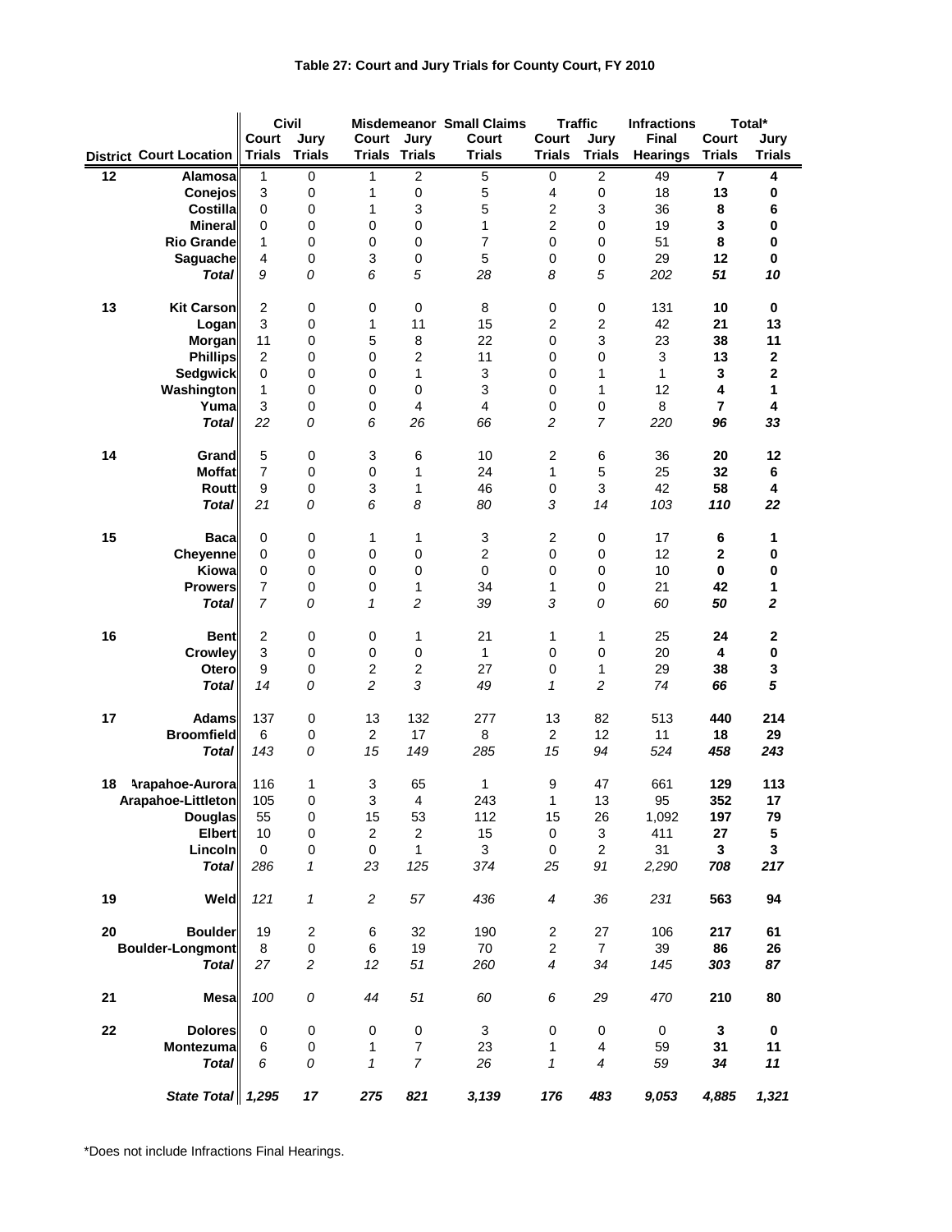# Table 27: Court and Jury Trials for County Court, FY 2010

| | | Civil | | Misdemeanor | | Small Claims | Traffic | | Infractions | Total* | |
|---|---|---|---|---|---|---|---|---|---|---|---|
| District | Court Location | Court Trials | Jury Trials | Court Trials | Jury Trials | Court Trials | Court Trials | Jury Trials | Final Hearings | Court Trials | Jury Trials |
| 12 | Alamosa | 1 | 0 | 1 | 2 | 5 | 0 | 2 | 49 | **7** | **4** |
| | Conejos | 3 | 0 | 1 | 0 | 5 | 4 | 0 | 18 | **13** | **0** |
| | Costilla | 0 | 0 | 1 | 3 | 5 | 2 | 3 | 36 | **8** | **6** |
| | Mineral | 0 | 0 | 0 | 0 | 1 | 2 | 0 | 19 | **3** | **0** |
| | Rio Grande | 1 | 0 | 0 | 0 | 7 | 0 | 0 | 51 | **8** | **0** |
| | Saguache | 4 | 0 | 3 | 0 | 5 | 0 | 0 | 29 | **12** | **0** |
| | ***Total*** | *9* | *0* | *6* | *5* | *28* | *8* | *5* | *202* | ***51*** | ***10*** |
| 13 | Kit Carson | 2 | 0 | 0 | 0 | 8 | 0 | 0 | 131 | **10** | **0** |
| | Logan | 3 | 0 | 1 | 11 | 15 | 2 | 2 | 42 | **21** | **13** |
| | Morgan | 11 | 0 | 5 | 8 | 22 | 0 | 3 | 23 | **38** | **11** |
| | Phillips | 2 | 0 | 0 | 2 | 11 | 0 | 0 | 3 | **13** | **2** |
| | Sedgwick | 0 | 0 | 0 | 1 | 3 | 0 | 1 | 1 | **3** | **2** |
| | Washington | 1 | 0 | 0 | 0 | 3 | 0 | 1 | 12 | **4** | **1** |
| | Yuma | 3 | 0 | 0 | 4 | 4 | 0 | 0 | 8 | **7** | **4** |
| | ***Total*** | *22* | *0* | *6* | *26* | *66* | *2* | *7* | *220* | ***96*** | ***33*** |
| 14 | Grand | 5 | 0 | 3 | 6 | 10 | 2 | 6 | 36 | **20** | **12** |
| | Moffat | 7 | 0 | 0 | 1 | 24 | 1 | 5 | 25 | **32** | **6** |
| | Routt | 9 | 0 | 3 | 1 | 46 | 0 | 3 | 42 | **58** | **4** |
| | ***Total*** | *21* | *0* | *6* | *8* | *80* | *3* | *14* | *103* | ***110*** | ***22*** |
| 15 | Baca | 0 | 0 | 1 | 1 | 3 | 2 | 0 | 17 | **6** | **1** |
| | Cheyenne | 0 | 0 | 0 | 0 | 2 | 0 | 0 | 12 | **2** | **0** |
| | Kiowa | 0 | 0 | 0 | 0 | 0 | 0 | 0 | 10 | **0** | **0** |
| | Prowers | 7 | 0 | 0 | 1 | 34 | 1 | 0 | 21 | **42** | **1** |
| | ***Total*** | *7* | *0* | *1* | *2* | *39* | *3* | *0* | *60* | ***50*** | ***2*** |
| 16 | Bent | 2 | 0 | 0 | 1 | 21 | 1 | 1 | 25 | **24** | **2** |
| | Crowley | 3 | 0 | 0 | 0 | 1 | 0 | 0 | 20 | **4** | **0** |
| | Otero | 9 | 0 | 2 | 2 | 27 | 0 | 1 | 29 | **38** | **3** |
| | ***Total*** | *14* | *0* | *2* | *3* | *49* | *1* | *2* | *74* | ***66*** | ***5*** |
| 17 | Adams | 137 | 0 | 13 | 132 | 277 | 13 | 82 | 513 | **440** | **214** |
| | Broomfield | 6 | 0 | 2 | 17 | 8 | 2 | 12 | 11 | **18** | **29** |
| | ***Total*** | *143* | *0* | *15* | *149* | *285* | *15* | *94* | *524* | ***458*** | ***243*** |
| 18 | Arapahoe-Aurora | 116 | 1 | 3 | 65 | 1 | 9 | 47 | 661 | **129** | **113** |
| | Arapahoe-Littleton | 105 | 0 | 3 | 4 | 243 | 1 | 13 | 95 | **352** | **17** |
| | Douglas | 55 | 0 | 15 | 53 | 112 | 15 | 26 | 1,092 | **197** | **79** |
| | Elbert | 10 | 0 | 2 | 2 | 15 | 0 | 3 | 411 | **27** | **5** |
| | Lincoln | 0 | 0 | 0 | 1 | 3 | 0 | 2 | 31 | **3** | **3** |
| | ***Total*** | *286* | *1* | *23* | *125* | *374* | *25* | *91* | *2,290* | ***708*** | ***217*** |
| 19 | Weld | *121* | *1* | *2* | *57* | *436* | *4* | *36* | *231* | **563** | **94** |
| 20 | Boulder | 19 | 2 | 6 | 32 | 190 | 2 | 27 | 106 | **217** | **61** |
| | Boulder-Longmont | 8 | 0 | 6 | 19 | 70 | 2 | 7 | 39 | **86** | **26** |
| | ***Total*** | *27* | *2* | *12* | *51* | *260* | *4* | *34* | *145* | ***303*** | ***87*** |
| 21 | Mesa | *100* | *0* | *44* | *51* | *60* | *6* | *29* | *470* | **210** | **80** |
| 22 | Dolores | 0 | 0 | 0 | 0 | 3 | 0 | 0 | 0 | **3** | **0** |
| | Montezuma | 6 | 0 | 1 | 7 | 23 | 1 | 4 | 59 | **31** | **11** |
| | ***Total*** | *6* | *0* | *1* | *7* | *26* | *1* | *4* | *59* | ***34*** | ***11*** |
| | ***State Total*** | ***1,295*** | ***17*** | ***275*** | ***821*** | ***3,139*** | ***176*** | ***483*** | ***9,053*** | ***4,885*** | ***1,321*** |

*Does not include Infractions Final Hearings.